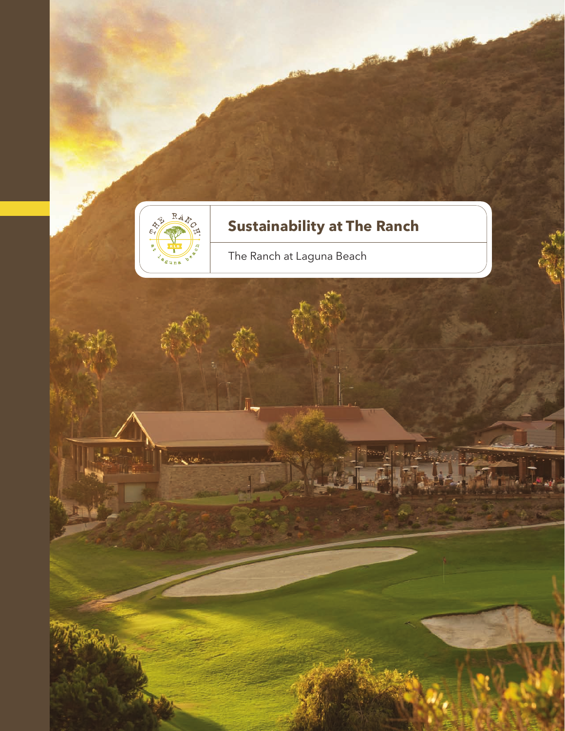# Sustainability at The Ranch

The Ranch at Laguna Beach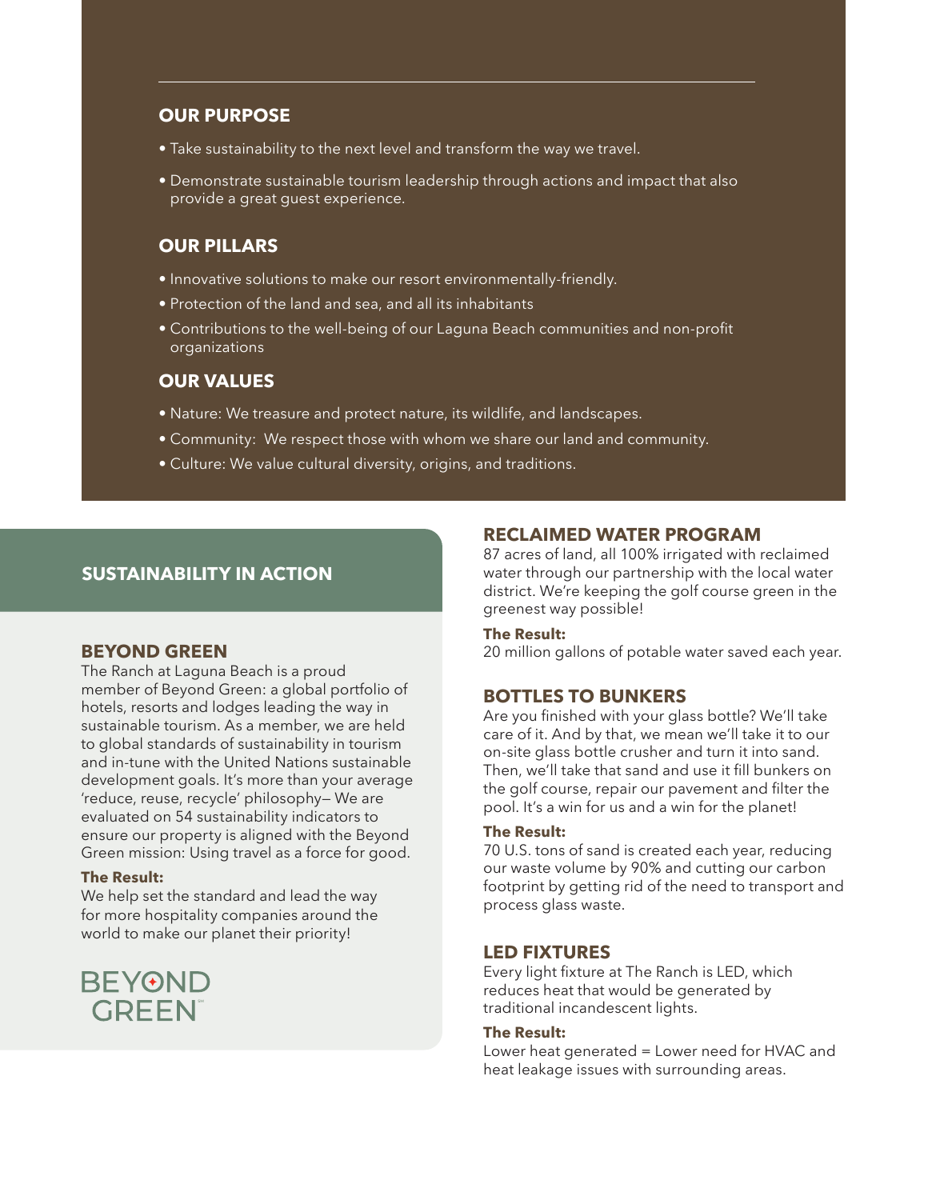## OUR PURPOSE

- Take sustainability to the next level and transform the way we travel.
- Demonstrate sustainable tourism leadership through actions and impact that also provide a great guest experience.

## OUR PILLARS

- Innovative solutions to make our resort environmentally-friendly.
- Protection of the land and sea, and all its inhabitants
- Contributions to the well-being of our Laguna Beach communities and non-profit organizations

## OUR VALUES

- Nature: We treasure and protect nature, its wildlife, and landscapes.
- Community: We respect those with whom we share our land and community.
- Culture: We value cultural diversity, origins, and traditions.

## SUSTAINABILITY IN ACTION

### BEYOND GREEN

The Ranch at Laguna Beach is a proud member of Beyond Green: a global portfolio of hotels, resorts and lodges leading the way in sustainable tourism. As a member, we are held to global standards of sustainability in tourism and in-tune with the United Nations sustainable development goals. It's more than your average 'reduce, reuse, recycle' philosophy— We are evaluated on 54 sustainability indicators to ensure our property is aligned with the Beyond Green mission: Using travel as a force for good.

**The Result:**
We help set the standard and lead the way for more hospitality companies around the world to make our planet their priority!

BEYOND GREEN

### RECLAIMED WATER PROGRAM

87 acres of land, all 100% irrigated with reclaimed water through our partnership with the local water district. We're keeping the golf course green in the greenest way possible!

**The Result:**
20 million gallons of potable water saved each year.

### BOTTLES TO BUNKERS

Are you finished with your glass bottle? We'll take care of it. And by that, we mean we'll take it to our on-site glass bottle crusher and turn it into sand. Then, we'll take that sand and use it fill bunkers on the golf course, repair our pavement and filter the pool. It's a win for us and a win for the planet!

**The Result:**
70 U.S. tons of sand is created each year, reducing our waste volume by 90% and cutting our carbon footprint by getting rid of the need to transport and process glass waste.

### LED FIXTURES

Every light fixture at The Ranch is LED, which reduces heat that would be generated by traditional incandescent lights.

**The Result:**
Lower heat generated = Lower need for HVAC and heat leakage issues with surrounding areas.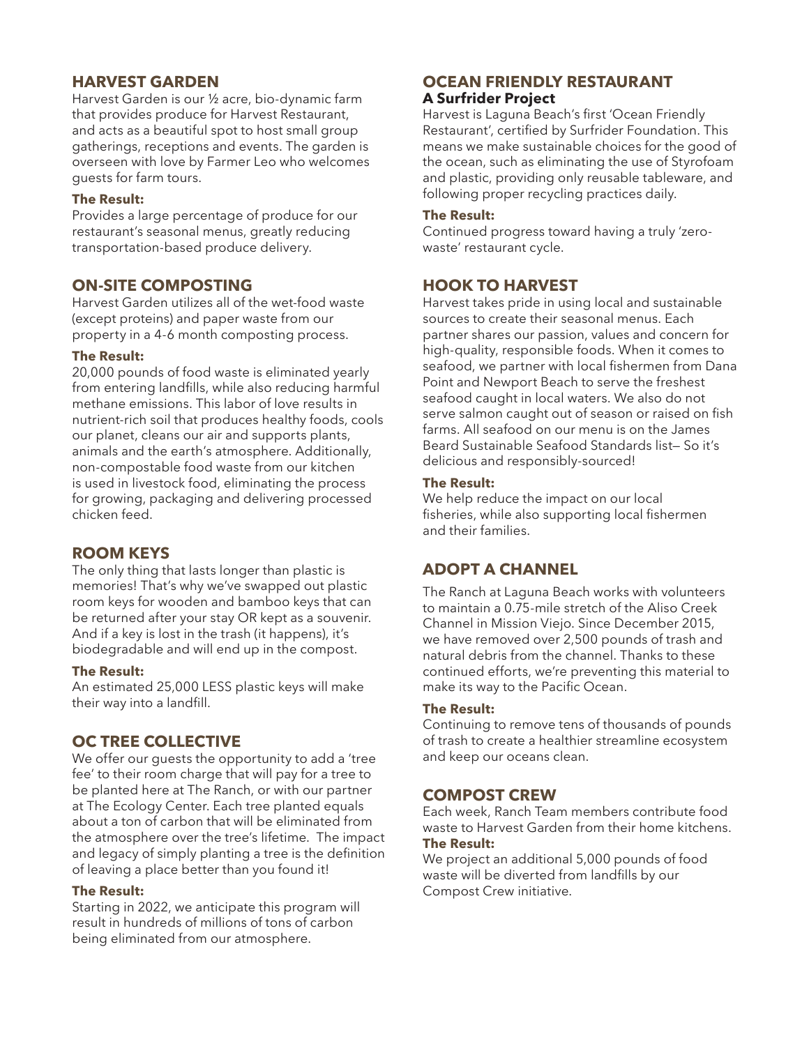## HARVEST GARDEN

Harvest Garden is our ½ acre, bio-dynamic farm that provides produce for Harvest Restaurant, and acts as a beautiful spot to host small group gatherings, receptions and events. The garden is overseen with love by Farmer Leo who welcomes guests for farm tours.

**The Result:**

Provides a large percentage of produce for our restaurant's seasonal menus, greatly reducing transportation-based produce delivery.

## ON-SITE COMPOSTING

Harvest Garden utilizes all of the wet-food waste (except proteins) and paper waste from our property in a 4-6 month composting process.

**The Result:**

20,000 pounds of food waste is eliminated yearly from entering landfills, while also reducing harmful methane emissions. This labor of love results in nutrient-rich soil that produces healthy foods, cools our planet, cleans our air and supports plants, animals and the earth's atmosphere. Additionally, non-compostable food waste from our kitchen is used in livestock food, eliminating the process for growing, packaging and delivering processed chicken feed.

## ROOM KEYS

The only thing that lasts longer than plastic is memories! That's why we've swapped out plastic room keys for wooden and bamboo keys that can be returned after your stay OR kept as a souvenir. And if a key is lost in the trash (it happens), it's biodegradable and will end up in the compost.

**The Result:**

An estimated 25,000 LESS plastic keys will make their way into a landfill.

## OC TREE COLLECTIVE

We offer our guests the opportunity to add a 'tree fee' to their room charge that will pay for a tree to be planted here at The Ranch, or with our partner at The Ecology Center. Each tree planted equals about a ton of carbon that will be eliminated from the atmosphere over the tree's lifetime. The impact and legacy of simply planting a tree is the definition of leaving a place better than you found it!

**The Result:**

Starting in 2022, we anticipate this program will result in hundreds of millions of tons of carbon being eliminated from our atmosphere.

## OCEAN FRIENDLY RESTAURANT

**A Surfrider Project**

Harvest is Laguna Beach's first 'Ocean Friendly Restaurant', certified by Surfrider Foundation. This means we make sustainable choices for the good of the ocean, such as eliminating the use of Styrofoam and plastic, providing only reusable tableware, and following proper recycling practices daily.

**The Result:**

Continued progress toward having a truly 'zero-waste' restaurant cycle.

## HOOK TO HARVEST

Harvest takes pride in using local and sustainable sources to create their seasonal menus. Each partner shares our passion, values and concern for high-quality, responsible foods. When it comes to seafood, we partner with local fishermen from Dana Point and Newport Beach to serve the freshest seafood caught in local waters. We also do not serve salmon caught out of season or raised on fish farms. All seafood on our menu is on the James Beard Sustainable Seafood Standards list— So it's delicious and responsibly-sourced!

**The Result:**

We help reduce the impact on our local fisheries, while also supporting local fishermen and their families.

## ADOPT A CHANNEL

The Ranch at Laguna Beach works with volunteers to maintain a 0.75-mile stretch of the Aliso Creek Channel in Mission Viejo. Since December 2015, we have removed over 2,500 pounds of trash and natural debris from the channel. Thanks to these continued efforts, we're preventing this material to make its way to the Pacific Ocean.

**The Result:**

Continuing to remove tens of thousands of pounds of trash to create a healthier streamline ecosystem and keep our oceans clean.

## COMPOST CREW

Each week, Ranch Team members contribute food waste to Harvest Garden from their home kitchens.

**The Result:**

We project an additional 5,000 pounds of food waste will be diverted from landfills by our Compost Crew initiative.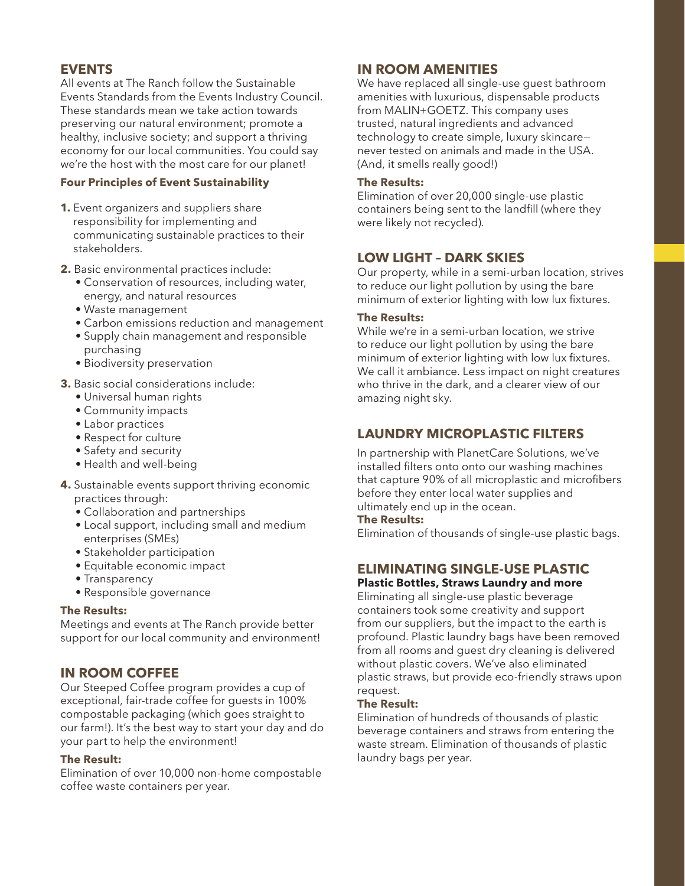## EVENTS

All events at The Ranch follow the Sustainable Events Standards from the Events Industry Council. These standards mean we take action towards preserving our natural environment; promote a healthy, inclusive society; and support a thriving economy for our local communities. You could say we're the host with the most care for our planet!

**Four Principles of Event Sustainability**

1. Event organizers and suppliers share responsibility for implementing and communicating sustainable practices to their stakeholders.
2. Basic environmental practices include:
   - Conservation of resources, including water, energy, and natural resources
   - Waste management
   - Carbon emissions reduction and management
   - Supply chain management and responsible purchasing
   - Biodiversity preservation
3. Basic social considerations include:
   - Universal human rights
   - Community impacts
   - Labor practices
   - Respect for culture
   - Safety and security
   - Health and well-being
4. Sustainable events support thriving economic practices through:
   - Collaboration and partnerships
   - Local support, including small and medium enterprises (SMEs)
   - Stakeholder participation
   - Equitable economic impact
   - Transparency
   - Responsible governance

**The Results:**

Meetings and events at The Ranch provide better support for our local community and environment!

## IN ROOM COFFEE

Our Steeped Coffee program provides a cup of exceptional, fair-trade coffee for guests in 100% compostable packaging (which goes straight to our farm!). It's the best way to start your day and do your part to help the environment!

**The Result:**

Elimination of over 10,000 non-home compostable coffee waste containers per year.

## IN ROOM AMENITIES

We have replaced all single-use guest bathroom amenities with luxurious, dispensable products from MALIN+GOETZ. This company uses trusted, natural ingredients and advanced technology to create simple, luxury skincare—never tested on animals and made in the USA. (And, it smells really good!)

**The Results:**

Elimination of over 20,000 single-use plastic containers being sent to the landfill (where they were likely not recycled).

## LOW LIGHT – DARK SKIES

Our property, while in a semi-urban location, strives to reduce our light pollution by using the bare minimum of exterior lighting with low lux fixtures.

**The Results:**

While we're in a semi-urban location, we strive to reduce our light pollution by using the bare minimum of exterior lighting with low lux fixtures. We call it ambiance. Less impact on night creatures who thrive in the dark, and a clearer view of our amazing night sky.

## LAUNDRY MICROPLASTIC FILTERS

In partnership with PlanetCare Solutions, we've installed filters onto onto our washing machines that capture 90% of all microplastic and microfibers before they enter local water supplies and ultimately end up in the ocean.

**The Results:**

Elimination of thousands of single-use plastic bags.

## ELIMINATING SINGLE-USE PLASTIC

**Plastic Bottles, Straws Laundry and more**

Eliminating all single-use plastic beverage containers took some creativity and support from our suppliers, but the impact to the earth is profound. Plastic laundry bags have been removed from all rooms and guest dry cleaning is delivered without plastic covers. We've also eliminated plastic straws, but provide eco-friendly straws upon request.

**The Result:**

Elimination of hundreds of thousands of plastic beverage containers and straws from entering the waste stream. Elimination of thousands of plastic laundry bags per year.